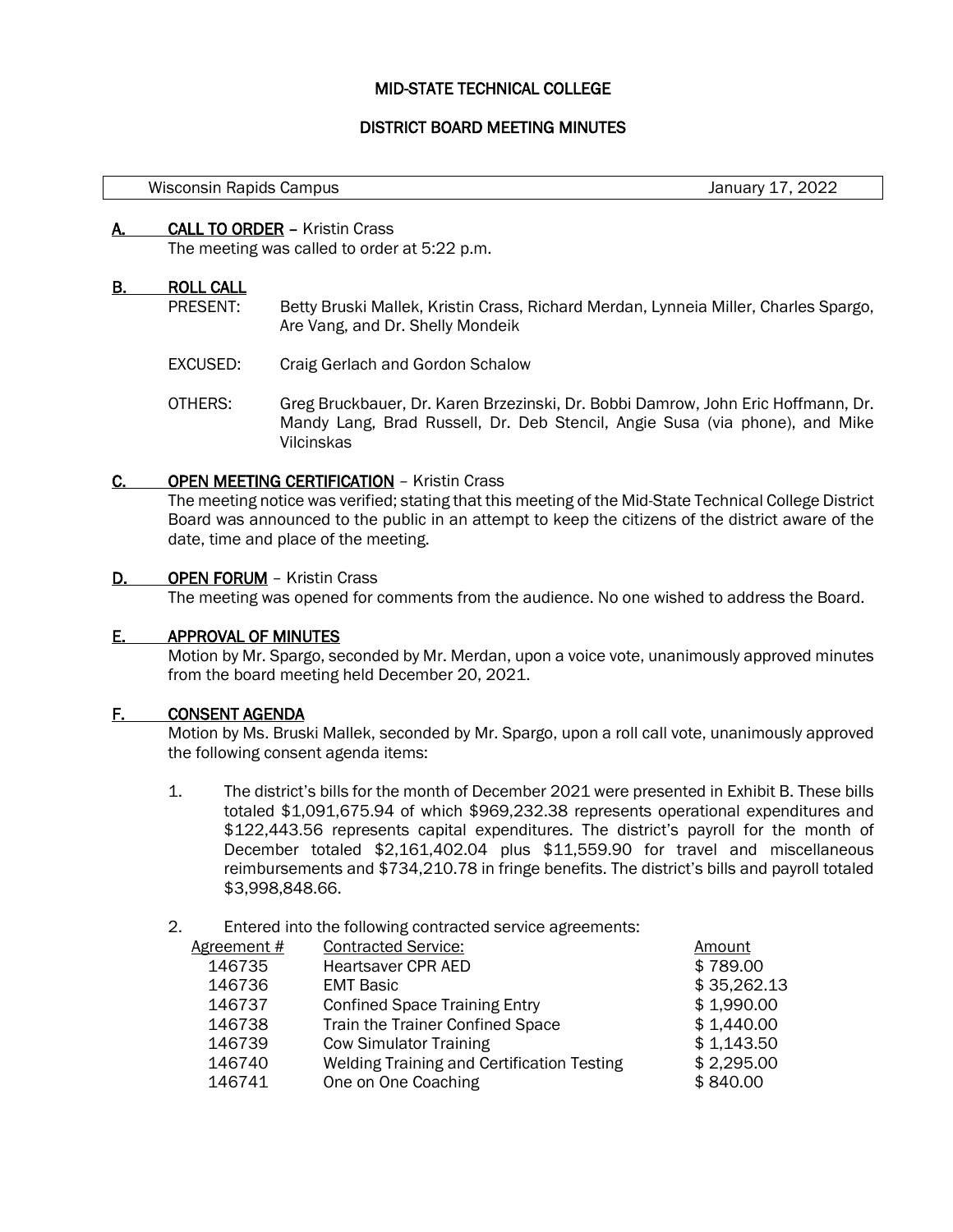# MID-STATE TECHNICAL COLLEGE

## DISTRICT BOARD MEETING MINUTES

| Wisconsin Rapids Campus | January 17, 2022 |
|---|---|

**A. CALL TO ORDER** – Kristin Crass

The meeting was called to order at 5:22 p.m.

**B. ROLL CALL**

PRESENT: Betty Bruski Mallek, Kristin Crass, Richard Merdan, Lynneia Miller, Charles Spargo, Are Vang, and Dr. Shelly Mondeik

EXCUSED: Craig Gerlach and Gordon Schalow

OTHERS: Greg Bruckbauer, Dr. Karen Brzezinski, Dr. Bobbi Damrow, John Eric Hoffmann, Dr. Mandy Lang, Brad Russell, Dr. Deb Stencil, Angie Susa (via phone), and Mike Vilcinskas

**C. OPEN MEETING CERTIFICATION** – Kristin Crass

The meeting notice was verified; stating that this meeting of the Mid-State Technical College District Board was announced to the public in an attempt to keep the citizens of the district aware of the date, time and place of the meeting.

**D. OPEN FORUM** – Kristin Crass

The meeting was opened for comments from the audience. No one wished to address the Board.

**E. APPROVAL OF MINUTES**

Motion by Mr. Spargo, seconded by Mr. Merdan, upon a voice vote, unanimously approved minutes from the board meeting held December 20, 2021.

**F. CONSENT AGENDA**

Motion by Ms. Bruski Mallek, seconded by Mr. Spargo, upon a roll call vote, unanimously approved the following consent agenda items:

1. The district's bills for the month of December 2021 were presented in Exhibit B. These bills totaled $1,091,675.94 of which $969,232.38 represents operational expenditures and $122,443.56 represents capital expenditures. The district's payroll for the month of December totaled $2,161,402.04 plus $11,559.90 for travel and miscellaneous reimbursements and $734,210.78 in fringe benefits. The district's bills and payroll totaled $3,998,848.66.

2. Entered into the following contracted service agreements:

| Agreement # | Contracted Service: | Amount |
|---|---|---|
| 146735 | Heartsaver CPR AED | $ 789.00 |
| 146736 | EMT Basic | $ 35,262.13 |
| 146737 | Confined Space Training Entry | $ 1,990.00 |
| 146738 | Train the Trainer Confined Space | $ 1,440.00 |
| 146739 | Cow Simulator Training | $ 1,143.50 |
| 146740 | Welding Training and Certification Testing | $ 2,295.00 |
| 146741 | One on One Coaching | $ 840.00 |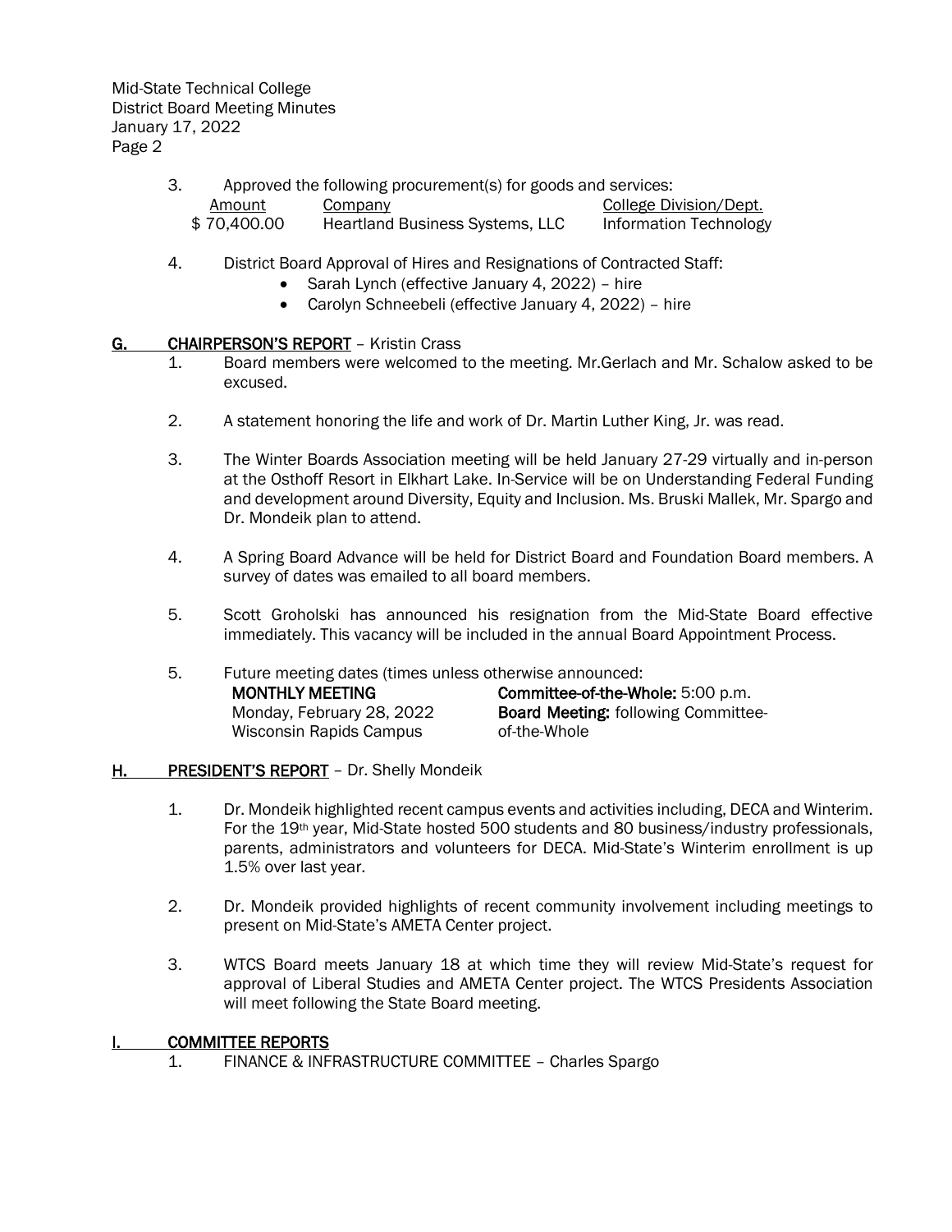3. Approved the following procurement(s) for goods and services:

| Amount | Company | College Division/Dept. |
|---|---|---|
| $ 70,400.00 | Heartland Business Systems, LLC | Information Technology |

4. District Board Approval of Hires and Resignations of Contracted Staff:
   - Sarah Lynch (effective January 4, 2022) – hire
   - Carolyn Schneebeli (effective January 4, 2022) – hire

## G. CHAIRPERSON'S REPORT – Kristin Crass

1. Board members were welcomed to the meeting. Mr.Gerlach and Mr. Schalow asked to be excused.

2. A statement honoring the life and work of Dr. Martin Luther King, Jr. was read.

3. The Winter Boards Association meeting will be held January 27-29 virtually and in-person at the Osthoff Resort in Elkhart Lake. In-Service will be on Understanding Federal Funding and development around Diversity, Equity and Inclusion. Ms. Bruski Mallek, Mr. Spargo and Dr. Mondeik plan to attend.

4. A Spring Board Advance will be held for District Board and Foundation Board members. A survey of dates was emailed to all board members.

5. Scott Groholski has announced his resignation from the Mid-State Board effective immediately. This vacancy will be included in the annual Board Appointment Process.

5. Future meeting dates (times unless otherwise announced:

| **MONTHLY MEETING** | **Committee-of-the-Whole:** 5:00 p.m. |
|---|---|
| Monday, February 28, 2022 | **Board Meeting:** following Committee-of-the-Whole |
| Wisconsin Rapids Campus | |

## H. PRESIDENT'S REPORT – Dr. Shelly Mondeik

1. Dr. Mondeik highlighted recent campus events and activities including, DECA and Winterim. For the 19th year, Mid-State hosted 500 students and 80 business/industry professionals, parents, administrators and volunteers for DECA. Mid-State's Winterim enrollment is up 1.5% over last year.

2. Dr. Mondeik provided highlights of recent community involvement including meetings to present on Mid-State's AMETA Center project.

3. WTCS Board meets January 18 at which time they will review Mid-State's request for approval of Liberal Studies and AMETA Center project. The WTCS Presidents Association will meet following the State Board meeting.

## I. COMMITTEE REPORTS

1. FINANCE & INFRASTRUCTURE COMMITTEE – Charles Spargo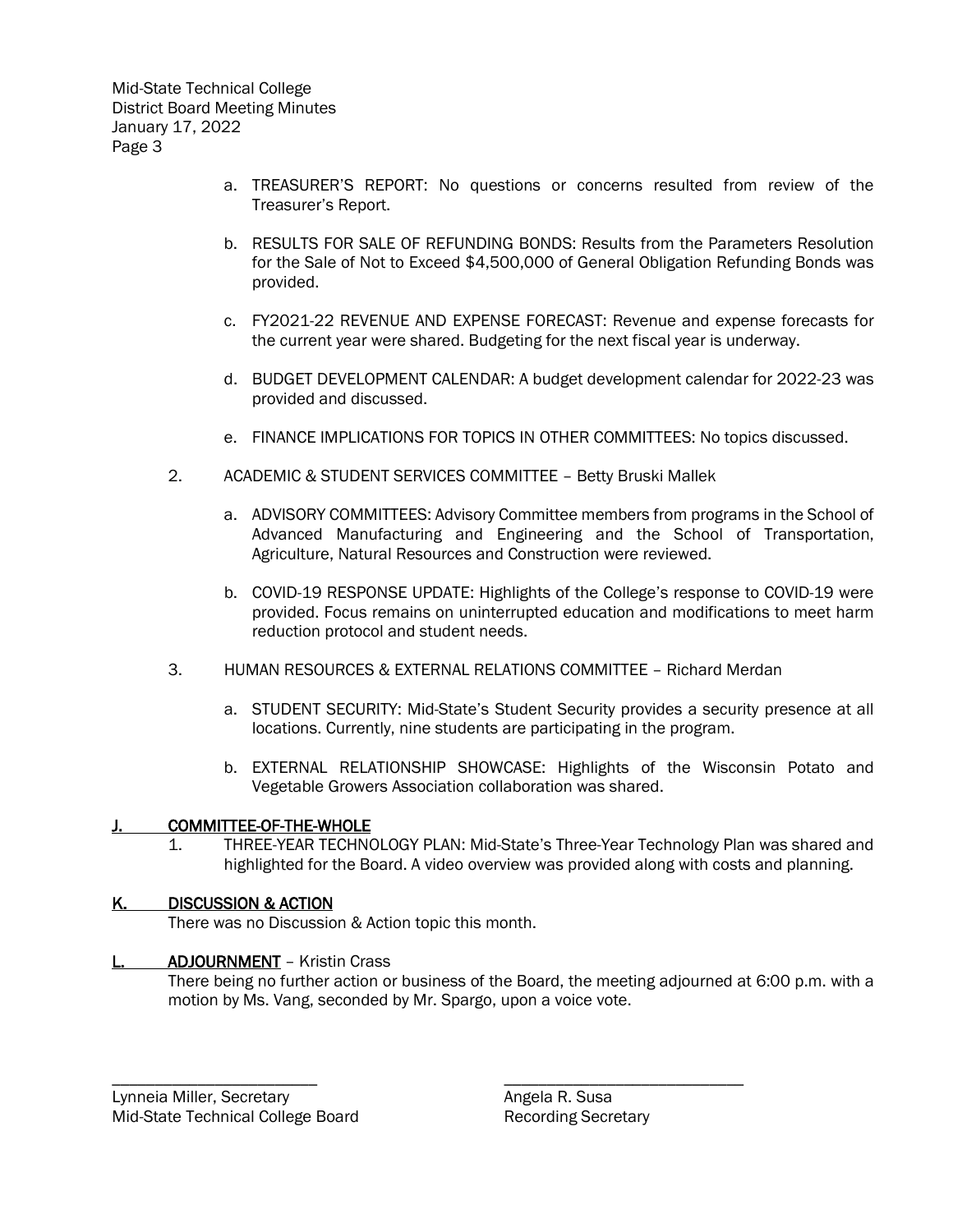a. TREASURER'S REPORT: No questions or concerns resulted from review of the Treasurer's Report.

b. RESULTS FOR SALE OF REFUNDING BONDS: Results from the Parameters Resolution for the Sale of Not to Exceed $4,500,000 of General Obligation Refunding Bonds was provided.

c. FY2021-22 REVENUE AND EXPENSE FORECAST: Revenue and expense forecasts for the current year were shared. Budgeting for the next fiscal year is underway.

d. BUDGET DEVELOPMENT CALENDAR: A budget development calendar for 2022-23 was provided and discussed.

e. FINANCE IMPLICATIONS FOR TOPICS IN OTHER COMMITTEES: No topics discussed.

2. ACADEMIC & STUDENT SERVICES COMMITTEE – Betty Bruski Mallek

a. ADVISORY COMMITTEES: Advisory Committee members from programs in the School of Advanced Manufacturing and Engineering and the School of Transportation, Agriculture, Natural Resources and Construction were reviewed.

b. COVID-19 RESPONSE UPDATE: Highlights of the College's response to COVID-19 were provided. Focus remains on uninterrupted education and modifications to meet harm reduction protocol and student needs.

3. HUMAN RESOURCES & EXTERNAL RELATIONS COMMITTEE – Richard Merdan

a. STUDENT SECURITY: Mid-State's Student Security provides a security presence at all locations. Currently, nine students are participating in the program.

b. EXTERNAL RELATIONSHIP SHOWCASE: Highlights of the Wisconsin Potato and Vegetable Growers Association collaboration was shared.

## J. COMMITTEE-OF-THE-WHOLE

1. THREE-YEAR TECHNOLOGY PLAN: Mid-State's Three-Year Technology Plan was shared and highlighted for the Board. A video overview was provided along with costs and planning.

## K. DISCUSSION & ACTION

There was no Discussion & Action topic this month.

## L. ADJOURNMENT – Kristin Crass

There being no further action or business of the Board, the meeting adjourned at 6:00 p.m. with a motion by Ms. Vang, seconded by Mr. Spargo, upon a voice vote.

\_\_\_\_\_\_\_\_\_\_\_\_\_\_\_\_\_\_\_\_\_\_\_\_\_
Lynneia Miller, Secretary
Mid-State Technical College Board

\_\_\_\_\_\_\_\_\_\_\_\_\_\_\_\_\_\_\_\_\_\_\_\_\_
Angela R. Susa
Recording Secretary